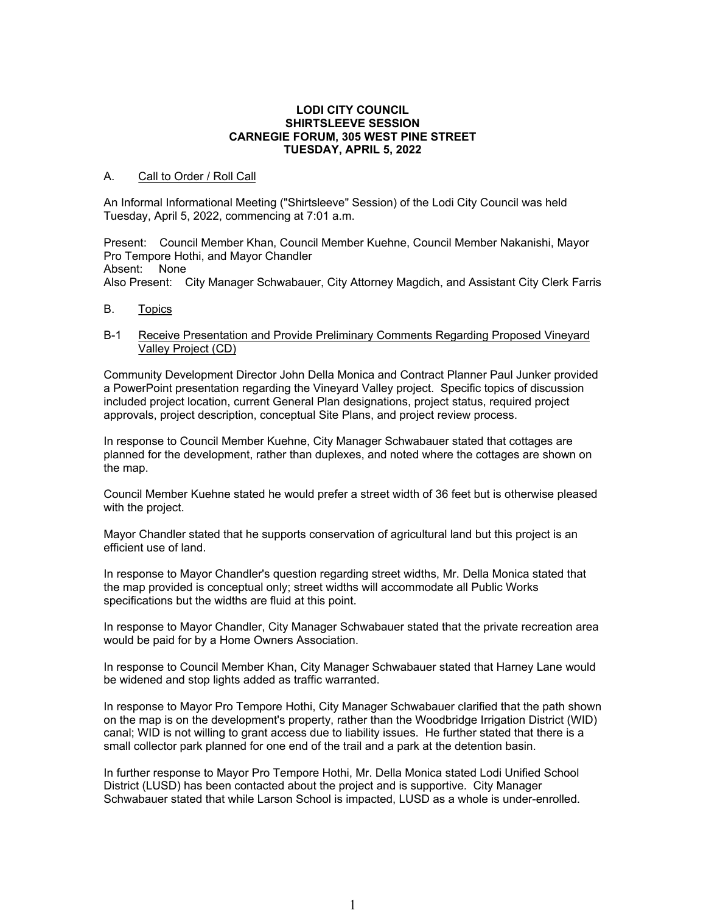**LODI CITY COUNCIL**
**SHIRTSLEEVE SESSION**
**CARNEGIE FORUM, 305 WEST PINE STREET**
**TUESDAY, APRIL 5, 2022**

A. Call to Order / Roll Call

An Informal Informational Meeting ("Shirtsleeve" Session) of the Lodi City Council was held Tuesday, April 5, 2022, commencing at 7:01 a.m.

Present: Council Member Khan, Council Member Kuehne, Council Member Nakanishi, Mayor Pro Tempore Hothi, and Mayor Chandler
Absent: None
Also Present: City Manager Schwabauer, City Attorney Magdich, and Assistant City Clerk Farris

B. Topics

B-1 Receive Presentation and Provide Preliminary Comments Regarding Proposed Vineyard Valley Project (CD)

Community Development Director John Della Monica and Contract Planner Paul Junker provided a PowerPoint presentation regarding the Vineyard Valley project. Specific topics of discussion included project location, current General Plan designations, project status, required project approvals, project description, conceptual Site Plans, and project review process.

In response to Council Member Kuehne, City Manager Schwabauer stated that cottages are planned for the development, rather than duplexes, and noted where the cottages are shown on the map.

Council Member Kuehne stated he would prefer a street width of 36 feet but is otherwise pleased with the project.

Mayor Chandler stated that he supports conservation of agricultural land but this project is an efficient use of land.

In response to Mayor Chandler's question regarding street widths, Mr. Della Monica stated that the map provided is conceptual only; street widths will accommodate all Public Works specifications but the widths are fluid at this point.

In response to Mayor Chandler, City Manager Schwabauer stated that the private recreation area would be paid for by a Home Owners Association.

In response to Council Member Khan, City Manager Schwabauer stated that Harney Lane would be widened and stop lights added as traffic warranted.

In response to Mayor Pro Tempore Hothi, City Manager Schwabauer clarified that the path shown on the map is on the development's property, rather than the Woodbridge Irrigation District (WID) canal; WID is not willing to grant access due to liability issues. He further stated that there is a small collector park planned for one end of the trail and a park at the detention basin.

In further response to Mayor Pro Tempore Hothi, Mr. Della Monica stated Lodi Unified School District (LUSD) has been contacted about the project and is supportive. City Manager Schwabauer stated that while Larson School is impacted, LUSD as a whole is under-enrolled.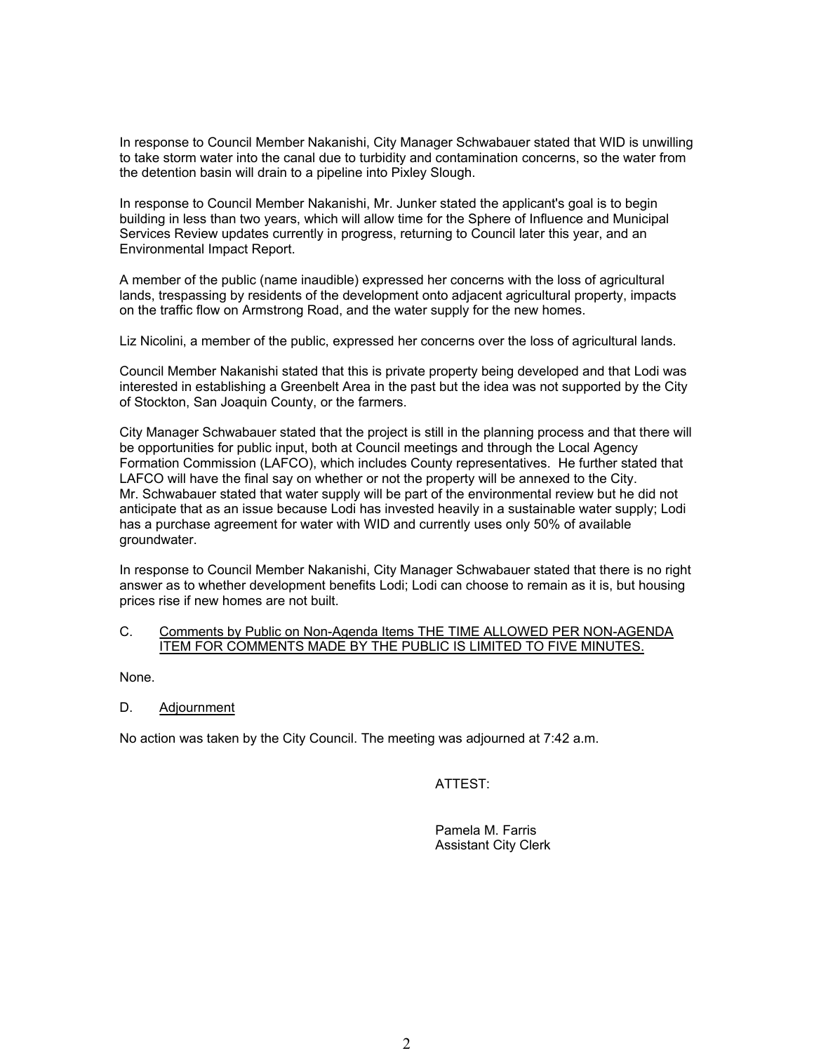In response to Council Member Nakanishi, City Manager Schwabauer stated that WID is unwilling to take storm water into the canal due to turbidity and contamination concerns, so the water from the detention basin will drain to a pipeline into Pixley Slough.

In response to Council Member Nakanishi, Mr. Junker stated the applicant's goal is to begin building in less than two years, which will allow time for the Sphere of Influence and Municipal Services Review updates currently in progress, returning to Council later this year, and an Environmental Impact Report.

A member of the public (name inaudible) expressed her concerns with the loss of agricultural lands, trespassing by residents of the development onto adjacent agricultural property, impacts on the traffic flow on Armstrong Road, and the water supply for the new homes.

Liz Nicolini, a member of the public, expressed her concerns over the loss of agricultural lands.

Council Member Nakanishi stated that this is private property being developed and that Lodi was interested in establishing a Greenbelt Area in the past but the idea was not supported by the City of Stockton, San Joaquin County, or the farmers.

City Manager Schwabauer stated that the project is still in the planning process and that there will be opportunities for public input, both at Council meetings and through the Local Agency Formation Commission (LAFCO), which includes County representatives. He further stated that LAFCO will have the final say on whether or not the property will be annexed to the City. Mr. Schwabauer stated that water supply will be part of the environmental review but he did not anticipate that as an issue because Lodi has invested heavily in a sustainable water supply; Lodi has a purchase agreement for water with WID and currently uses only 50% of available groundwater.

In response to Council Member Nakanishi, City Manager Schwabauer stated that there is no right answer as to whether development benefits Lodi; Lodi can choose to remain as it is, but housing prices rise if new homes are not built.

C. Comments by Public on Non-Agenda Items THE TIME ALLOWED PER NON-AGENDA ITEM FOR COMMENTS MADE BY THE PUBLIC IS LIMITED TO FIVE MINUTES.

None.

D. Adjournment

No action was taken by the City Council. The meeting was adjourned at 7:42 a.m.

ATTEST:

Pamela M. Farris
Assistant City Clerk